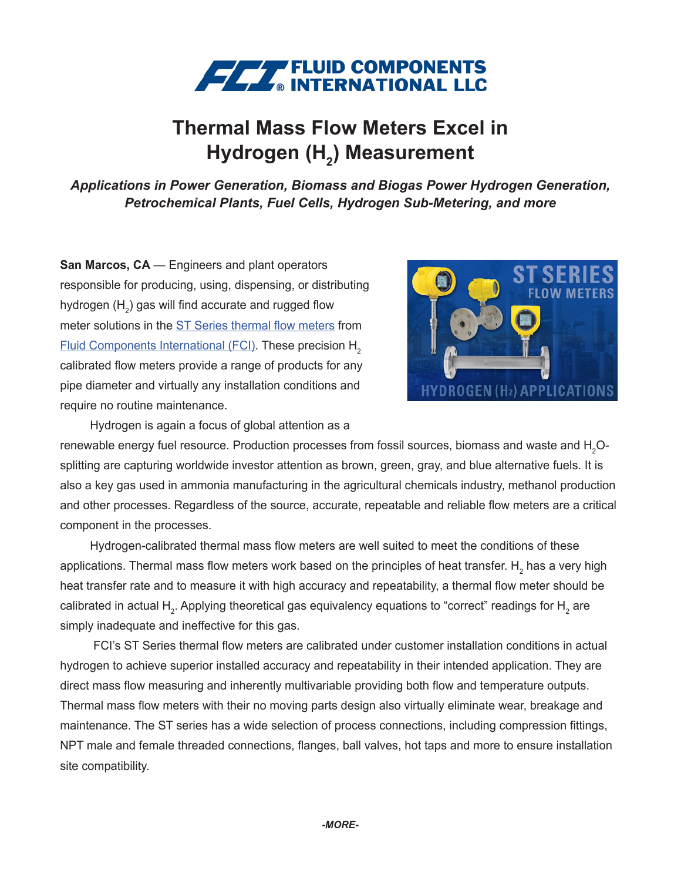**FCI FLUID COMPONENTS INTERNATIONAL LLC**

# Thermal Mass Flow Meters Excel in Hydrogen ($H_2$) Measurement

***Applications in Power Generation, Biomass and Biogas Power Hydrogen Generation, Petrochemical Plants, Fuel Cells, Hydrogen Sub-Metering, and more***

**San Marcos, CA** — Engineers and plant operators responsible for producing, using, dispensing, or distributing hydrogen ($H_2$) gas will find accurate and rugged flow meter solutions in the ST Series thermal flow meters from Fluid Components International (FCI). These precision $H_2$ calibrated flow meters provide a range of products for any pipe diameter and virtually any installation conditions and require no routine maintenance.

Hydrogen is again a focus of global attention as a renewable energy fuel resource. Production processes from fossil sources, biomass and waste and $H_2O$-splitting are capturing worldwide investor attention as brown, green, gray, and blue alternative fuels. It is also a key gas used in ammonia manufacturing in the agricultural chemicals industry, methanol production and other processes. Regardless of the source, accurate, repeatable and reliable flow meters are a critical component in the processes.

Hydrogen-calibrated thermal mass flow meters are well suited to meet the conditions of these applications. Thermal mass flow meters work based on the principles of heat transfer. $H_2$ has a very high heat transfer rate and to measure it with high accuracy and repeatability, a thermal flow meter should be calibrated in actual $H_2$. Applying theoretical gas equivalency equations to "correct" readings for $H_2$ are simply inadequate and ineffective for this gas.

FCI's ST Series thermal flow meters are calibrated under customer installation conditions in actual hydrogen to achieve superior installed accuracy and repeatability in their intended application. They are direct mass flow measuring and inherently multivariable providing both flow and temperature outputs. Thermal mass flow meters with their no moving parts design also virtually eliminate wear, breakage and maintenance. The ST series has a wide selection of process connections, including compression fittings, NPT male and female threaded connections, flanges, ball valves, hot taps and more to ensure installation site compatibility.

*-MORE-*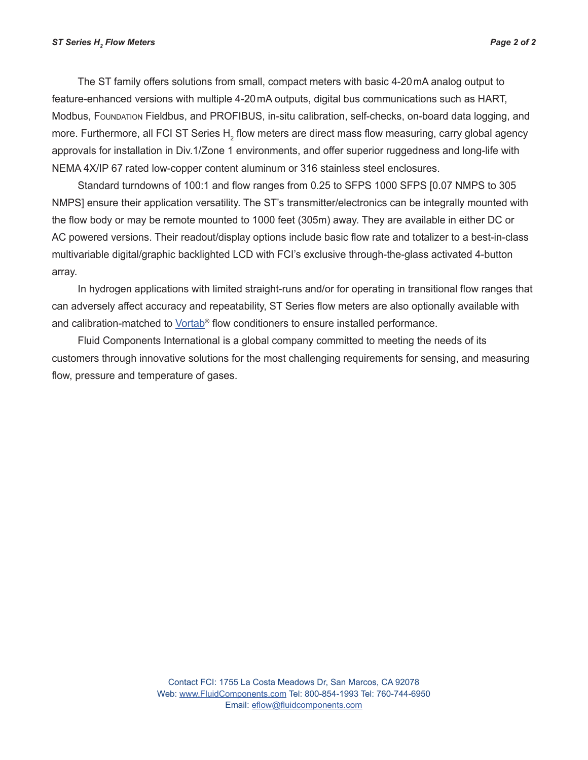The ST family offers solutions from small, compact meters with basic 4-20 mA analog output to feature-enhanced versions with multiple 4-20 mA outputs, digital bus communications such as HART, Modbus, FOUNDATION Fieldbus, and PROFIBUS, in-situ calibration, self-checks, on-board data logging, and more. Furthermore, all FCI ST Series $H_2$ flow meters are direct mass flow measuring, carry global agency approvals for installation in Div.1/Zone 1 environments, and offer superior ruggedness and long-life with NEMA 4X/IP 67 rated low-copper content aluminum or 316 stainless steel enclosures.

Standard turndowns of 100:1 and flow ranges from 0.25 to SFPS 1000 SFPS [0.07 NMPS to 305 NMPS] ensure their application versatility. The ST's transmitter/electronics can be integrally mounted with the flow body or may be remote mounted to 1000 feet (305m) away. They are available in either DC or AC powered versions. Their readout/display options include basic flow rate and totalizer to a best-in-class multivariable digital/graphic backlighted LCD with FCI's exclusive through-the-glass activated 4-button array.

In hydrogen applications with limited straight-runs and/or for operating in transitional flow ranges that can adversely affect accuracy and repeatability, ST Series flow meters are also optionally available with and calibration-matched to [Vortab]® flow conditioners to ensure installed performance.

Fluid Components International is a global company committed to meeting the needs of its customers through innovative solutions for the most challenging requirements for sensing, and measuring flow, pressure and temperature of gases.

Contact FCI: 1755 La Costa Meadows Dr, San Marcos, CA 92078
Web: www.FluidComponents.com Tel: 800-854-1993 Tel: 760-744-6950
Email: eflow@fluidcomponents.com